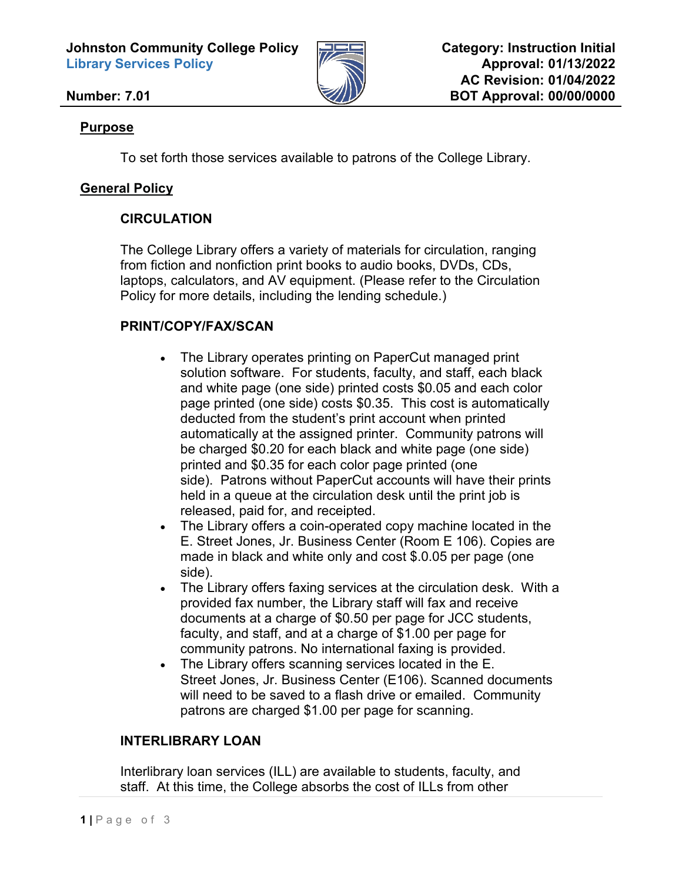**Johnston Community College Policy**
**Library Services Policy**

**Number: 7.01**

**Category: Instruction Initial Approval: 01/13/2022**
**AC Revision: 01/04/2022**
**BOT Approval: 00/00/0000**

## Purpose

To set forth those services available to patrons of the College Library.

## General Policy

### CIRCULATION

The College Library offers a variety of materials for circulation, ranging from fiction and nonfiction print books to audio books, DVDs, CDs, laptops, calculators, and AV equipment. (Please refer to the Circulation Policy for more details, including the lending schedule.)

### PRINT/COPY/FAX/SCAN

- The Library operates printing on PaperCut managed print solution software. For students, faculty, and staff, each black and white page (one side) printed costs $0.05 and each color page printed (one side) costs $0.35. This cost is automatically deducted from the student's print account when printed automatically at the assigned printer. Community patrons will be charged $0.20 for each black and white page (one side) printed and $0.35 for each color page printed (one side). Patrons without PaperCut accounts will have their prints held in a queue at the circulation desk until the print job is released, paid for, and receipted.
- The Library offers a coin-operated copy machine located in the E. Street Jones, Jr. Business Center (Room E 106). Copies are made in black and white only and cost $.0.05 per page (one side).
- The Library offers faxing services at the circulation desk. With a provided fax number, the Library staff will fax and receive documents at a charge of $0.50 per page for JCC students, faculty, and staff, and at a charge of $1.00 per page for community patrons. No international faxing is provided.
- The Library offers scanning services located in the E. Street Jones, Jr. Business Center (E106). Scanned documents will need to be saved to a flash drive or emailed. Community patrons are charged $1.00 per page for scanning.

### INTERLIBRARY LOAN

Interlibrary loan services (ILL) are available to students, faculty, and staff. At this time, the College absorbs the cost of ILLs from other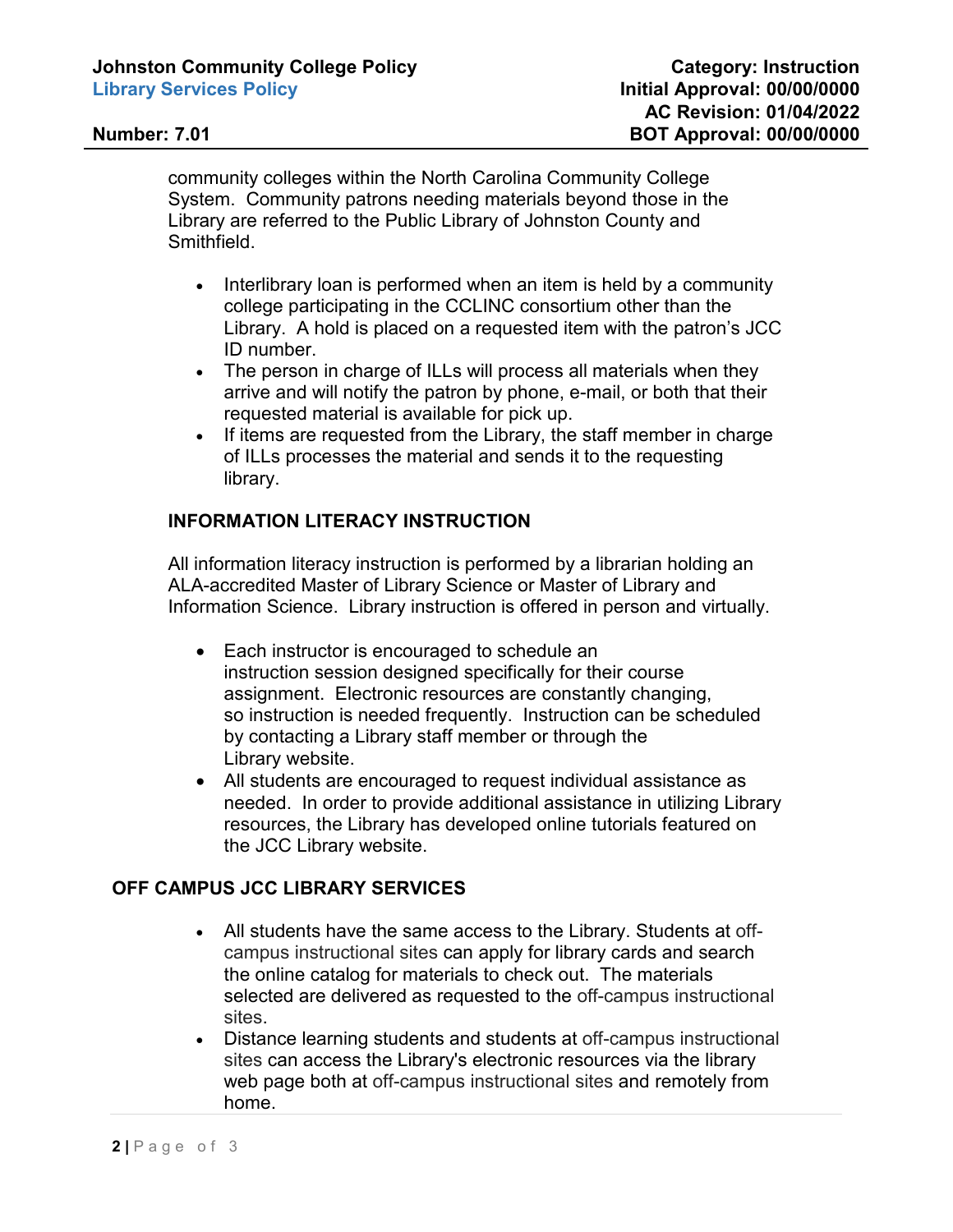community colleges within the North Carolina Community College System. Community patrons needing materials beyond those in the Library are referred to the Public Library of Johnston County and Smithfield.

- Interlibrary loan is performed when an item is held by a community college participating in the CCLINC consortium other than the Library. A hold is placed on a requested item with the patron's JCC ID number.
- The person in charge of ILLs will process all materials when they arrive and will notify the patron by phone, e-mail, or both that their requested material is available for pick up.
- If items are requested from the Library, the staff member in charge of ILLs processes the material and sends it to the requesting library.

## INFORMATION LITERACY INSTRUCTION

All information literacy instruction is performed by a librarian holding an ALA-accredited Master of Library Science or Master of Library and Information Science. Library instruction is offered in person and virtually.

- Each instructor is encouraged to schedule an instruction session designed specifically for their course assignment. Electronic resources are constantly changing, so instruction is needed frequently. Instruction can be scheduled by contacting a Library staff member or through the Library website.
- All students are encouraged to request individual assistance as needed. In order to provide additional assistance in utilizing Library resources, the Library has developed online tutorials featured on the JCC Library website.

## OFF CAMPUS JCC LIBRARY SERVICES

- All students have the same access to the Library. Students at off-campus instructional sites can apply for library cards and search the online catalog for materials to check out. The materials selected are delivered as requested to the off-campus instructional sites.
- Distance learning students and students at off-campus instructional sites can access the Library's electronic resources via the library web page both at off-campus instructional sites and remotely from home.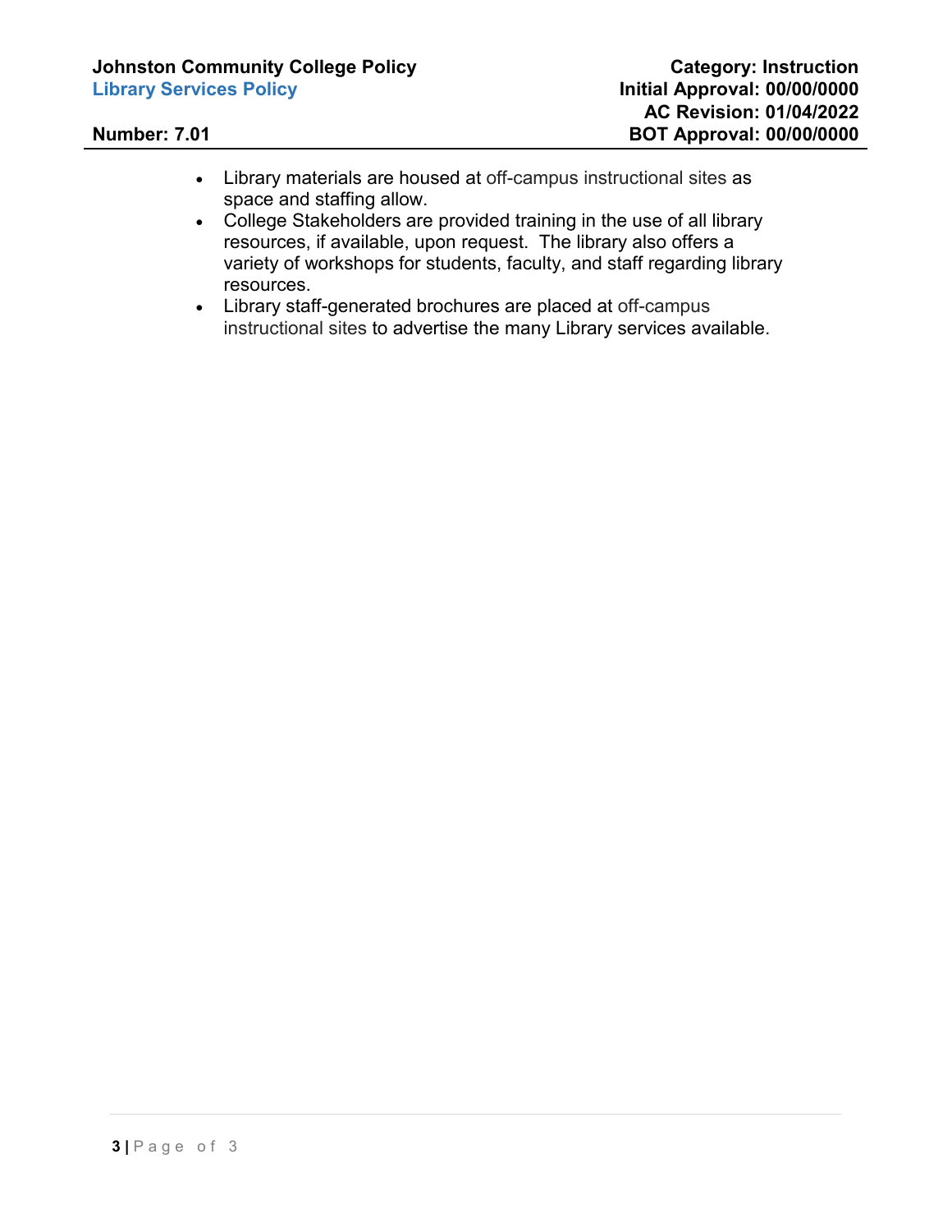- Library materials are housed at off-campus instructional sites as space and staffing allow.
- College Stakeholders are provided training in the use of all library resources, if available, upon request. The library also offers a variety of workshops for students, faculty, and staff regarding library resources.
- Library staff-generated brochures are placed at off-campus instructional sites to advertise the many Library services available.